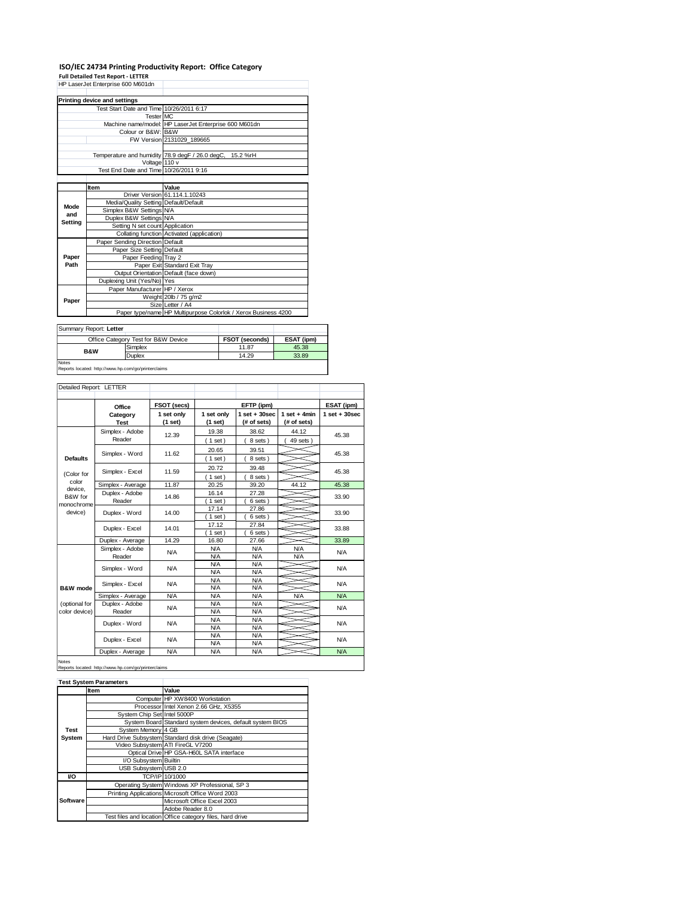# ISO/IEC 24734 Printing Productivity Report: Office Category

**Full Detailed Test Report - LETTER**

HP LaserJet Enterprise 600 M601dn

| Printing device and settings | |
|---|---|
| Test Start Date and Time | 10/26/2011 6:17 |
| Tester | MC |
| Machine name/model | HP LaserJet Enterprise 600 M601dn |
| Colour or B&W | B&W |
| FW Version | 2131029_189665 |
| Temperature and humidity | 78.9 degF / 26.0 degC, 15.2 %rH |
| Voltage | 110 v |
| Test End Date and Time | 10/26/2011 9:16 |

| | Item | Value |
|---|---|---|
| Mode and Setting | Driver Version | 61.114.1.10243 |
| | Media/Quality Setting | Default/Default |
| | Simplex B&W Settings | N/A |
| | Duplex B&W Settings | N/A |
| | Setting N set count | Application |
| | Collating function | Activated (application) |
| Paper Path | Paper Sending Direction | Default |
| | Paper Size Setting | Default |
| | Paper Feeding | Tray 2 |
| | Paper Exit | Standard Exit Tray |
| | Output Orientation | Default (face down) |
| | Duplexing Unit (Yes/No) | Yes |
| Paper | Paper Manufacturer | HP / Xerox |
| | Weight | 20lb / 75 g/m2 |
| | Size | Letter / A4 |
| | Paper type/name | HP Multipurpose Colorlok / Xerox Business 4200 |

Summary Report: **Letter**

| Office Category Test for B&W Device | | FSOT (seconds) | ESAT (ipm) |
|---|---|---|---|
| B&W | Simplex | 11.87 | 45.38 |
| | Duplex | 14.29 | 33.89 |

Notes
Reports located: http://www.hp.com/go/printerclaims

Detailed Report: LETTER

| | Office Category Test | FSOT (secs) 1 set only (1 set) | EFTP (ipm) 1 set only (1 set) | EFTP (ipm) 1 set + 30sec (# of sets) | EFTP (ipm) 1 set + 4min (# of sets) | ESAT (ipm) 1 set + 30sec |
|---|---|---|---|---|---|---|
| Defaults (Color for color device, B&W for monochrome device) | Simplex - Adobe Reader | 12.39 | 19.38 (1 set) | 38.62 (8 sets) | 44.12 (49 sets) | 45.38 |
| | Simplex - Word | 11.62 | 20.65 (1 set) | 39.51 (8 sets) | | 45.38 |
| | Simplex - Excel | 11.59 | 20.72 (1 set) | 39.48 (8 sets) | | 45.38 |
| | Simplex - Average | 11.87 | 20.25 | 39.20 | 44.12 | 45.38 |
| | Duplex - Adobe Reader | 14.86 | 16.14 (1 set) | 27.28 (6 sets) | | 33.90 |
| | Duplex - Word | 14.00 | 17.14 (1 set) | 27.86 (6 sets) | | 33.90 |
| | Duplex - Excel | 14.01 | 17.12 (1 set) | 27.84 (6 sets) | | 33.88 |
| | Duplex - Average | 14.29 | 16.80 | 27.66 | | 33.89 |
| B&W mode (optional for color device) | Simplex - Adobe Reader | N/A | N/A N/A | N/A N/A | N/A N/A | N/A |
| | Simplex - Word | N/A | N/A N/A | N/A N/A | | N/A |
| | Simplex - Excel | N/A | N/A N/A | N/A N/A | | N/A |
| | Simplex - Average | N/A | N/A | N/A | N/A | N/A |
| | Duplex - Adobe Reader | N/A | N/A N/A | N/A N/A | | N/A |
| | Duplex - Word | N/A | N/A N/A | N/A N/A | | N/A |
| | Duplex - Excel | N/A | N/A N/A | N/A N/A | | N/A |
| | Duplex - Average | N/A | N/A | N/A | | N/A |

Notes
Reports located: http://www.hp.com/go/printerclaims

**Test System Parameters**

| | Item | Value |
|---|---|---|
| Test System | Computer | HP XW8400 Workstation |
| | Processor | Intel Xenon 2.66 GHz, X5355 |
| | System Chip Set | Intel 5000P |
| | System Board | Standard system devices, default system BIOS |
| | System Memory | 4 GB |
| | Hard Drive Subsystem | Standard disk drive (Seagate) |
| | Video Subsystem | ATI FireGL V7200 |
| | Optical Drive | HP GSA-H60L SATA interface |
| | I/O Subsystem | Builtin |
| | USB Subsystem | USB 2.0 |
| I/O | TCP/IP | 10/1000 |
| Software | Operating System | Windows XP Professional, SP 3 |
| | Printing Applications | Microsoft Office Word 2003 |
| | | Microsoft Office Excel 2003 |
| | | Adobe Reader 8.0 |
| | Test files and location | Office category files, hard drive |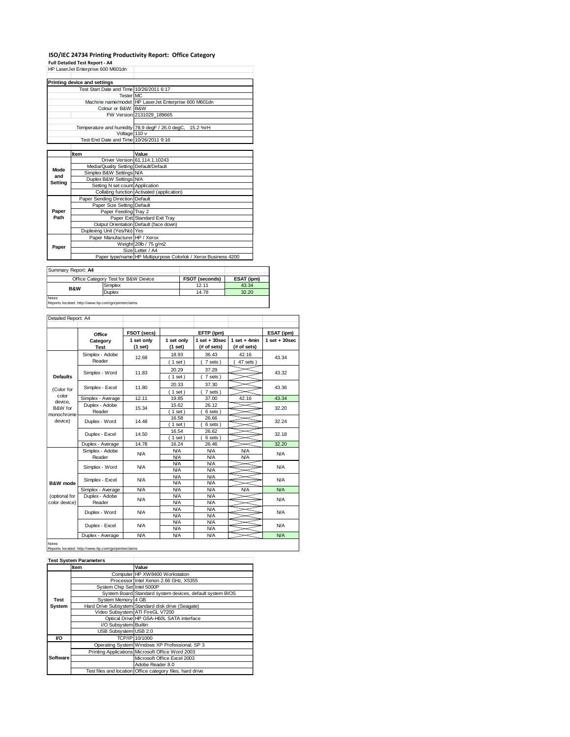## ISO/IEC 24734 Printing Productivity Report: Office Category

**Full Detailed Test Report - A4**

HP LaserJet Enterprise 600 M601dn

| Printing device and settings | |
|---|---|
| Test Start Date and Time | 10/26/2011 6:17 |
| Tester | MC |
| Machine name/model | HP LaserJet Enterprise 600 M601dn |
| Colour or B&W | B&W |
| FW Version | 2131029_189665 |
| Temperature and humidity | 78.9 degF / 26.0 degC, 15.2 %rH |
| Voltage | 110 v |
| Test End Date and Time | 10/26/2011 9:16 |

| | Item | Value |
|---|---|---|
| Mode and Setting | Driver Version | 61.114.1.10243 |
| | Media/Quality Setting | Default/Default |
| | Simplex B&W Settings | N/A |
| | Duplex B&W Settings | N/A |
| | Setting N set count | Application |
| | Collating function | Activated (application) |
| Paper Path | Paper Sending Direction | Default |
| | Paper Size Setting | Default |
| | Paper Feeding | Tray 2 |
| | Paper Exit | Standard Exit Tray |
| | Output Orientation | Default (face down) |
| | Duplexing Unit (Yes/No) | Yes |
| Paper | Paper Manufacturer | HP / Xerox |
| | Weight | 20lb / 75 g/m2 |
| | Size | Letter / A4 |
| | Paper type/name | HP Multipurpose Colorlok / Xerox Business 4200 |

Summary Report: **A4**

| Office Category Test for B&W Device | | FSOT (seconds) | ESAT (ipm) |
|---|---|---|---|
| B&W | Simplex | 12.11 | 43.34 |
| | Duplex | 14.78 | 32.20 |

Notes
Reports located: http://www.hp.com/go/printerclaims

Detailed Report: A4

| | Office Category Test | FSOT (secs) 1 set only (1 set) | EFTP (ipm) 1 set only (1 set) | EFTP (ipm) 1 set + 30sec (# of sets) | EFTP (ipm) 1 set + 4min (# of sets) | ESAT (ipm) 1 set + 30sec |
|---|---|---|---|---|---|---|
| Defaults (Color for color device, B&W for monochrome device) | Simplex - Adobe Reader | 12.68 | 18.93 (1 set) | 36.43 (7 sets) | 42.16 (47 sets) | 43.34 |
| | Simplex - Word | 11.83 | 20.29 (1 set) | 37.29 (7 sets) | | 43.32 |
| | Simplex - Excel | 11.80 | 20.33 (1 set) | 37.30 (7 sets) | | 43.36 |
| | Simplex - Average | 12.11 | 19.85 | 37.00 | 42.16 | 43.34 |
| | Duplex - Adobe Reader | 15.34 | 15.62 (1 set) | 26.12 (6 sets) | | 32.20 |
| | Duplex - Word | 14.48 | 16.58 (1 set) | 26.66 (6 sets) | | 32.24 |
| | Duplex - Excel | 14.50 | 16.54 (1 set) | 26.62 (6 sets) | | 32.18 |
| | Duplex - Average | 14.78 | 16.24 | 26.46 | | 32.20 |
| B&W mode (optional for color device) | Simplex - Adobe Reader | N/A | N/A N/A | N/A N/A | N/A N/A | N/A |
| | Simplex - Word | N/A | N/A N/A | N/A N/A | | N/A |
| | Simplex - Excel | N/A | N/A N/A | N/A N/A | | N/A |
| | Simplex - Average | N/A | N/A | N/A | N/A | N/A |
| | Duplex - Adobe Reader | N/A | N/A N/A | N/A N/A | | N/A |
| | Duplex - Word | N/A | N/A N/A | N/A N/A | | N/A |
| | Duplex - Excel | N/A | N/A N/A | N/A N/A | | N/A |
| | Duplex - Average | N/A | N/A | N/A | | N/A |

Notes
Reports located: http://www.hp.com/go/printerclaims

**Test System Parameters**

| | Item | Value |
|---|---|---|
| Test System | Computer | HP XW8400 Workstation |
| | Processor | Intel Xenon 2.66 GHz, X5355 |
| | System Chip Set | Intel 5000P |
| | System Board | Standard system devices, default system BIOS |
| | System Memory | 4 GB |
| | Hard Drive Subsystem | Standard disk drive (Seagate) |
| | Video Subsystem | ATI FireGL V7200 |
| | Optical Drive | HP GSA-H60L SATA interface |
| | I/O Subsystem | Builtin |
| | USB Subsystem | USB 2.0 |
| I/O | TCP/IP | 10/1000 |
| Software | Operating System | Windows XP Professional, SP 3 |
| | Printing Applications | Microsoft Office Word 2003 |
| | | Microsoft Office Excel 2003 |
| | | Adobe Reader 8.0 |
| | Test files and location | Office category files, hard drive |